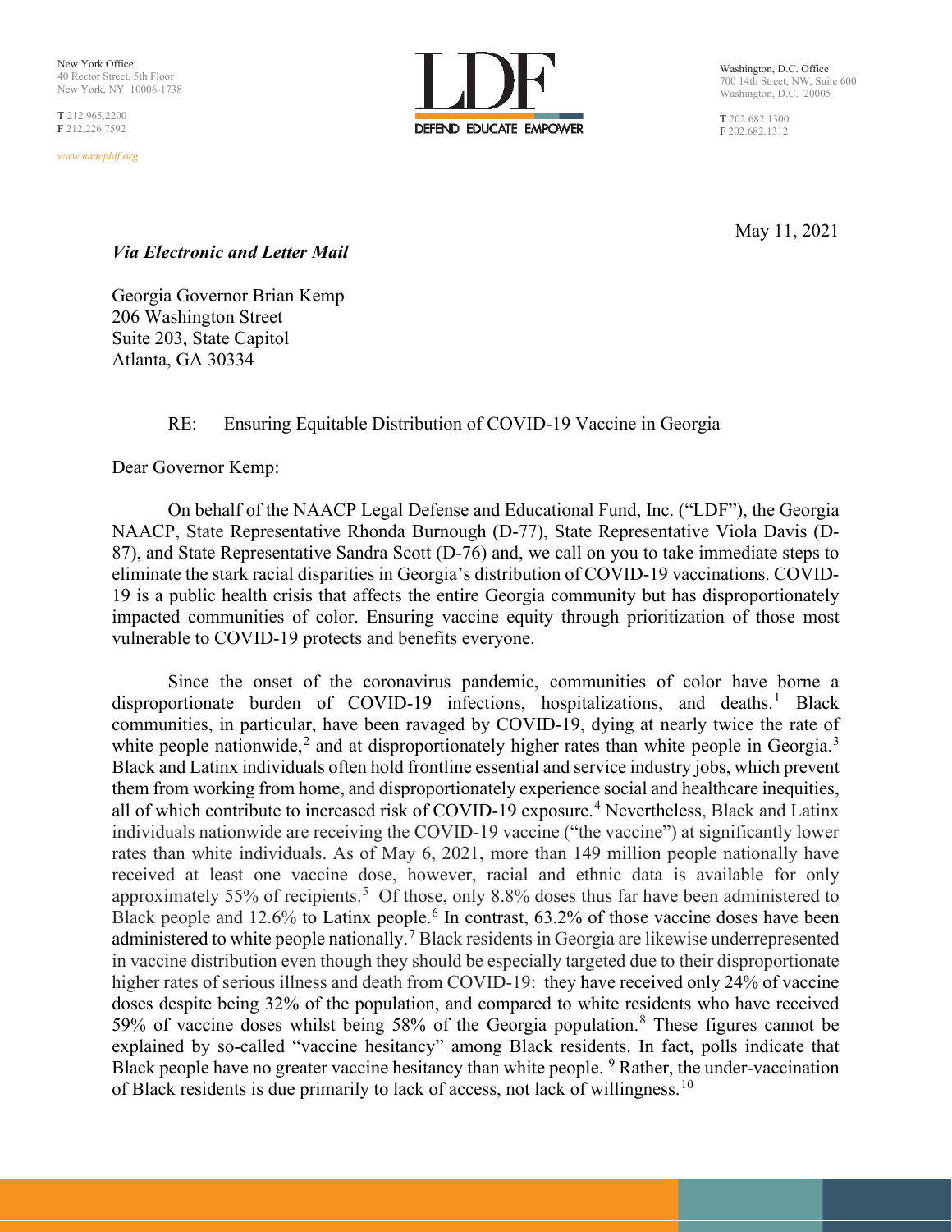New York Office
40 Rector Street, 5th Floor
New York, NY 10006-1738

**T** 212.965.2200
**F** 212.226.7592

*www.naacpldf.org*

LDF
DEFEND EDUCATE EMPOWER

Washington, D.C. Office
700 14th Street, NW, Suite 600
Washington, D.C. 20005

**T** 202.682.1300
**F** 202.682.1312

May 11, 2021

***Via Electronic and Letter Mail***

Georgia Governor Brian Kemp
206 Washington Street
Suite 203, State Capitol
Atlanta, GA 30334

RE: Ensuring Equitable Distribution of COVID-19 Vaccine in Georgia

Dear Governor Kemp:

On behalf of the NAACP Legal Defense and Educational Fund, Inc. ("LDF"), the Georgia NAACP, State Representative Rhonda Burnough (D-77), State Representative Viola Davis (D-87), and State Representative Sandra Scott (D-76) and, we call on you to take immediate steps to eliminate the stark racial disparities in Georgia's distribution of COVID-19 vaccinations. COVID-19 is a public health crisis that affects the entire Georgia community but has disproportionately impacted communities of color. Ensuring vaccine equity through prioritization of those most vulnerable to COVID-19 protects and benefits everyone.

Since the onset of the coronavirus pandemic, communities of color have borne a disproportionate burden of COVID-19 infections, hospitalizations, and deaths.[1] Black communities, in particular, have been ravaged by COVID-19, dying at nearly twice the rate of white people nationwide,[2] and at disproportionately higher rates than white people in Georgia.[3] Black and Latinx individuals often hold frontline essential and service industry jobs, which prevent them from working from home, and disproportionately experience social and healthcare inequities, all of which contribute to increased risk of COVID-19 exposure.[4] Nevertheless, Black and Latinx individuals nationwide are receiving the COVID-19 vaccine ("the vaccine") at significantly lower rates than white individuals. As of May 6, 2021, more than 149 million people nationally have received at least one vaccine dose, however, racial and ethnic data is available for only approximately 55% of recipients.[5] Of those, only 8.8% doses thus far have been administered to Black people and 12.6% to Latinx people.[6] In contrast, 63.2% of those vaccine doses have been administered to white people nationally.[7] Black residents in Georgia are likewise underrepresented in vaccine distribution even though they should be especially targeted due to their disproportionate higher rates of serious illness and death from COVID-19: they have received only 24% of vaccine doses despite being 32% of the population, and compared to white residents who have received 59% of vaccine doses whilst being 58% of the Georgia population.[8] These figures cannot be explained by so-called "vaccine hesitancy" among Black residents. In fact, polls indicate that Black people have no greater vaccine hesitancy than white people.[9] Rather, the under-vaccination of Black residents is due primarily to lack of access, not lack of willingness.[10]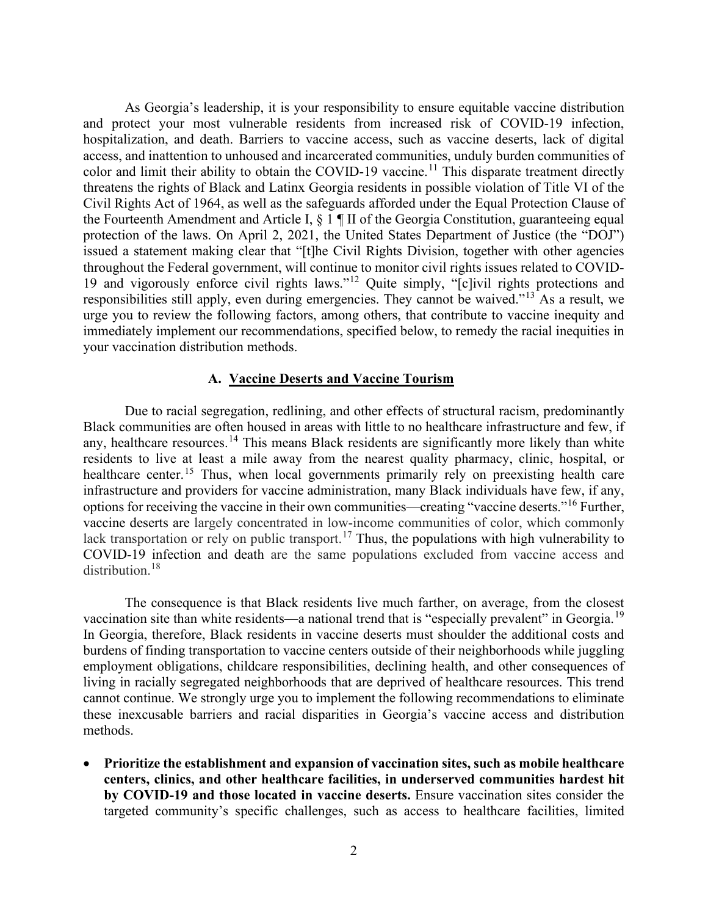As Georgia's leadership, it is your responsibility to ensure equitable vaccine distribution and protect your most vulnerable residents from increased risk of COVID-19 infection, hospitalization, and death. Barriers to vaccine access, such as vaccine deserts, lack of digital access, and inattention to unhoused and incarcerated communities, unduly burden communities of color and limit their ability to obtain the COVID-19 vaccine.[11] This disparate treatment directly threatens the rights of Black and Latinx Georgia residents in possible violation of Title VI of the Civil Rights Act of 1964, as well as the safeguards afforded under the Equal Protection Clause of the Fourteenth Amendment and Article I, § 1 ¶ II of the Georgia Constitution, guaranteeing equal protection of the laws. On April 2, 2021, the United States Department of Justice (the "DOJ") issued a statement making clear that "[t]he Civil Rights Division, together with other agencies throughout the Federal government, will continue to monitor civil rights issues related to COVID-19 and vigorously enforce civil rights laws."[12] Quite simply, "[c]ivil rights protections and responsibilities still apply, even during emergencies. They cannot be waived."[13] As a result, we urge you to review the following factors, among others, that contribute to vaccine inequity and immediately implement our recommendations, specified below, to remedy the racial inequities in your vaccination distribution methods.

### A. Vaccine Deserts and Vaccine Tourism

Due to racial segregation, redlining, and other effects of structural racism, predominantly Black communities are often housed in areas with little to no healthcare infrastructure and few, if any, healthcare resources.[14] This means Black residents are significantly more likely than white residents to live at least a mile away from the nearest quality pharmacy, clinic, hospital, or healthcare center.[15] Thus, when local governments primarily rely on preexisting health care infrastructure and providers for vaccine administration, many Black individuals have few, if any, options for receiving the vaccine in their own communities—creating "vaccine deserts."[16] Further, vaccine deserts are largely concentrated in low-income communities of color, which commonly lack transportation or rely on public transport.[17] Thus, the populations with high vulnerability to COVID-19 infection and death are the same populations excluded from vaccine access and distribution.[18]

The consequence is that Black residents live much farther, on average, from the closest vaccination site than white residents—a national trend that is "especially prevalent" in Georgia.[19] In Georgia, therefore, Black residents in vaccine deserts must shoulder the additional costs and burdens of finding transportation to vaccine centers outside of their neighborhoods while juggling employment obligations, childcare responsibilities, declining health, and other consequences of living in racially segregated neighborhoods that are deprived of healthcare resources. This trend cannot continue. We strongly urge you to implement the following recommendations to eliminate these inexcusable barriers and racial disparities in Georgia's vaccine access and distribution methods.

- **Prioritize the establishment and expansion of vaccination sites, such as mobile healthcare centers, clinics, and other healthcare facilities, in underserved communities hardest hit by COVID-19 and those located in vaccine deserts.** Ensure vaccination sites consider the targeted community's specific challenges, such as access to healthcare facilities, limited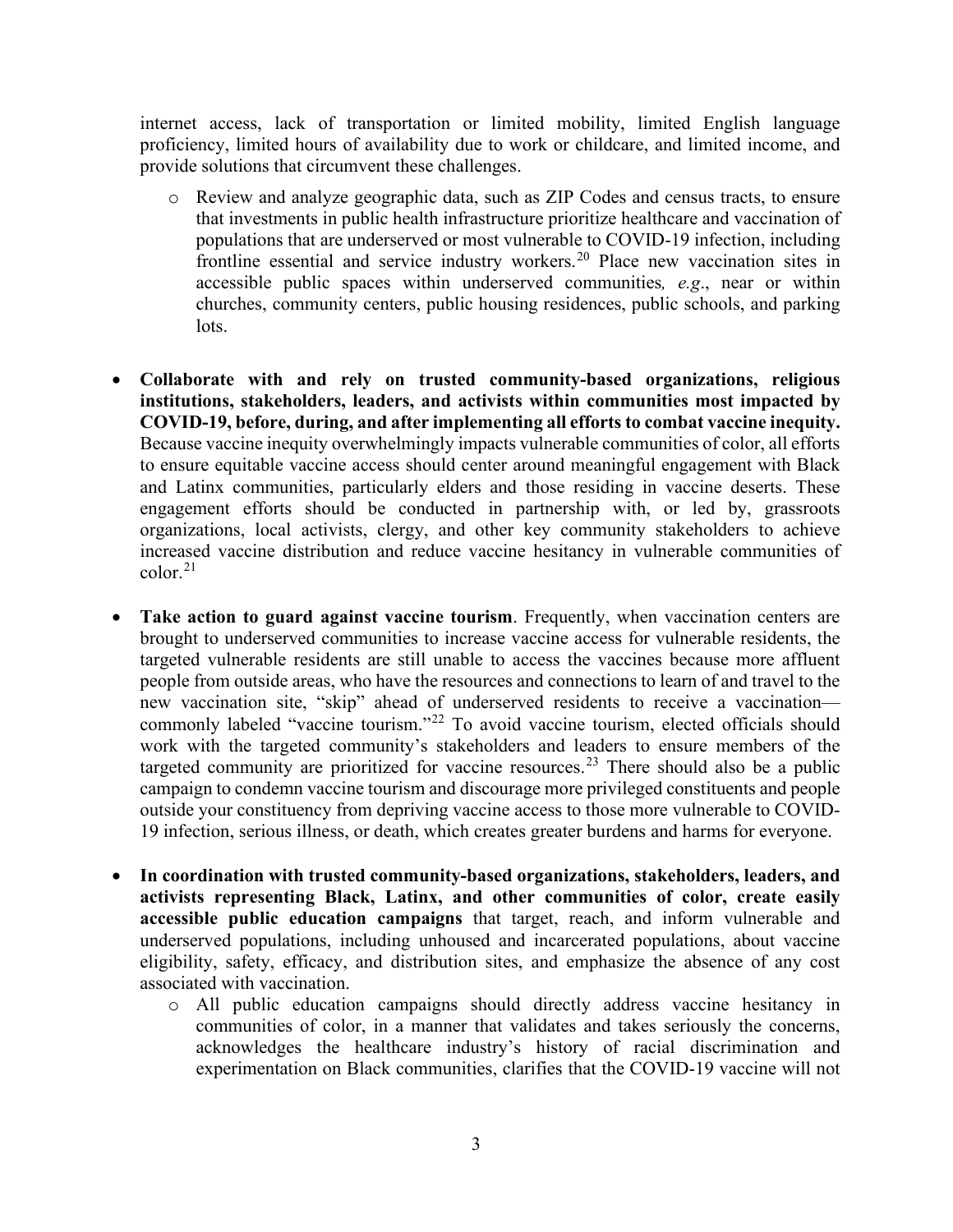internet access, lack of transportation or limited mobility, limited English language proficiency, limited hours of availability due to work or childcare, and limited income, and provide solutions that circumvent these challenges.

- Review and analyze geographic data, such as ZIP Codes and census tracts, to ensure that investments in public health infrastructure prioritize healthcare and vaccination of populations that are underserved or most vulnerable to COVID-19 infection, including frontline essential and service industry workers.[20] Place new vaccination sites in accessible public spaces within underserved communities*, e.g*., near or within churches, community centers, public housing residences, public schools, and parking lots.

- **Collaborate with and rely on trusted community-based organizations, religious institutions, stakeholders, leaders, and activists within communities most impacted by COVID-19, before, during, and after implementing all efforts to combat vaccine inequity.** Because vaccine inequity overwhelmingly impacts vulnerable communities of color, all efforts to ensure equitable vaccine access should center around meaningful engagement with Black and Latinx communities, particularly elders and those residing in vaccine deserts. These engagement efforts should be conducted in partnership with, or led by, grassroots organizations, local activists, clergy, and other key community stakeholders to achieve increased vaccine distribution and reduce vaccine hesitancy in vulnerable communities of color.[21]

- **Take action to guard against vaccine tourism**. Frequently, when vaccination centers are brought to underserved communities to increase vaccine access for vulnerable residents, the targeted vulnerable residents are still unable to access the vaccines because more affluent people from outside areas, who have the resources and connections to learn of and travel to the new vaccination site, "skip" ahead of underserved residents to receive a vaccination—commonly labeled "vaccine tourism."[22] To avoid vaccine tourism, elected officials should work with the targeted community's stakeholders and leaders to ensure members of the targeted community are prioritized for vaccine resources.[23] There should also be a public campaign to condemn vaccine tourism and discourage more privileged constituents and people outside your constituency from depriving vaccine access to those more vulnerable to COVID-19 infection, serious illness, or death, which creates greater burdens and harms for everyone.

- **In coordination with trusted community-based organizations, stakeholders, leaders, and activists representing Black, Latinx, and other communities of color, create easily accessible public education campaigns** that target, reach, and inform vulnerable and underserved populations, including unhoused and incarcerated populations, about vaccine eligibility, safety, efficacy, and distribution sites, and emphasize the absence of any cost associated with vaccination.
  - All public education campaigns should directly address vaccine hesitancy in communities of color, in a manner that validates and takes seriously the concerns, acknowledges the healthcare industry's history of racial discrimination and experimentation on Black communities, clarifies that the COVID-19 vaccine will not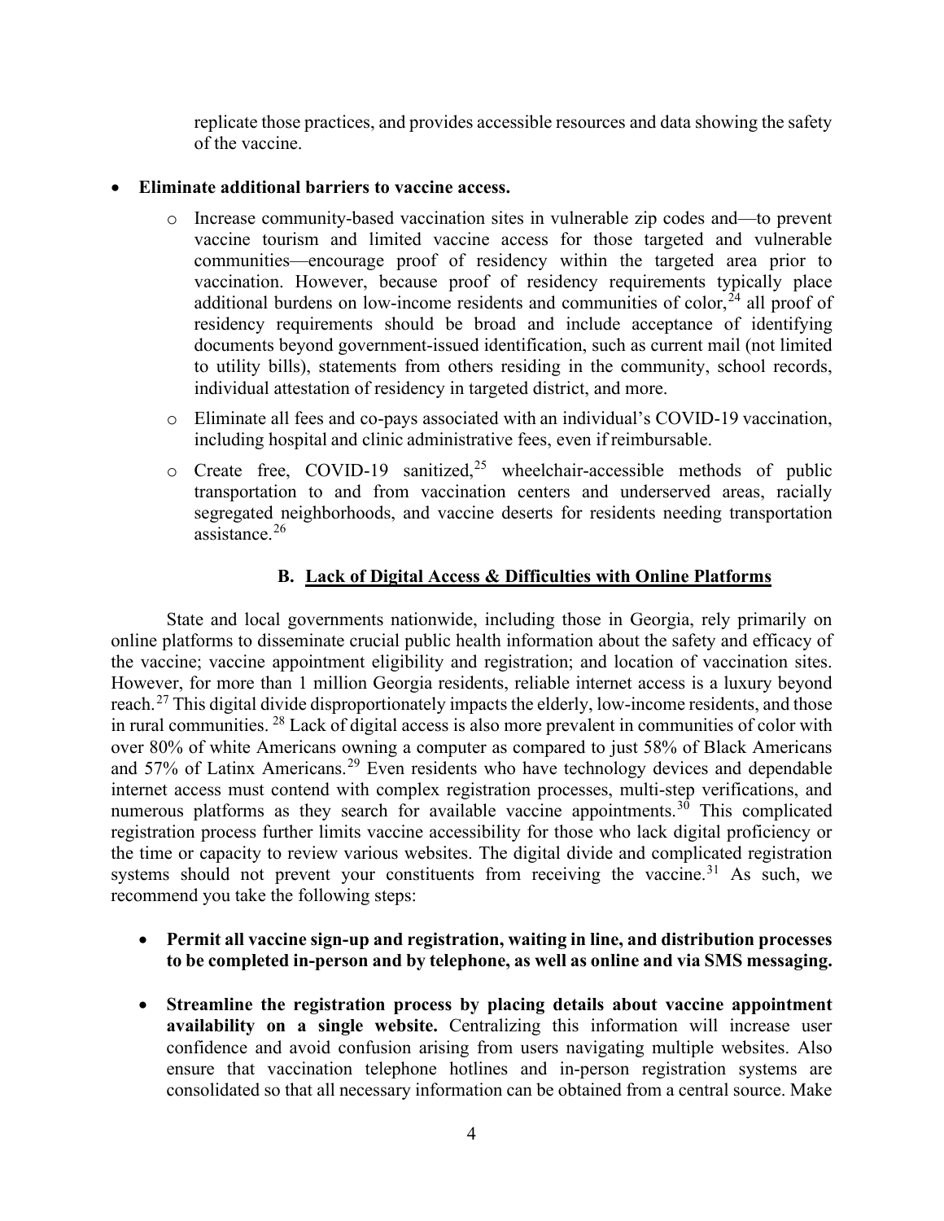replicate those practices, and provides accessible resources and data showing the safety of the vaccine.

- **Eliminate additional barriers to vaccine access.**
  - Increase community-based vaccination sites in vulnerable zip codes and—to prevent vaccine tourism and limited vaccine access for those targeted and vulnerable communities—encourage proof of residency within the targeted area prior to vaccination. However, because proof of residency requirements typically place additional burdens on low-income residents and communities of color,[24] all proof of residency requirements should be broad and include acceptance of identifying documents beyond government-issued identification, such as current mail (not limited to utility bills), statements from others residing in the community, school records, individual attestation of residency in targeted district, and more.
  - Eliminate all fees and co-pays associated with an individual's COVID-19 vaccination, including hospital and clinic administrative fees, even if reimbursable.
  - Create free, COVID-19 sanitized,[25] wheelchair-accessible methods of public transportation to and from vaccination centers and underserved areas, racially segregated neighborhoods, and vaccine deserts for residents needing transportation assistance.[26]

### B. Lack of Digital Access & Difficulties with Online Platforms

State and local governments nationwide, including those in Georgia, rely primarily on online platforms to disseminate crucial public health information about the safety and efficacy of the vaccine; vaccine appointment eligibility and registration; and location of vaccination sites. However, for more than 1 million Georgia residents, reliable internet access is a luxury beyond reach.[27] This digital divide disproportionately impacts the elderly, low-income residents, and those in rural communities.[28] Lack of digital access is also more prevalent in communities of color with over 80% of white Americans owning a computer as compared to just 58% of Black Americans and 57% of Latinx Americans.[29] Even residents who have technology devices and dependable internet access must contend with complex registration processes, multi-step verifications, and numerous platforms as they search for available vaccine appointments.[30] This complicated registration process further limits vaccine accessibility for those who lack digital proficiency or the time or capacity to review various websites. The digital divide and complicated registration systems should not prevent your constituents from receiving the vaccine.[31] As such, we recommend you take the following steps:

- **Permit all vaccine sign-up and registration, waiting in line, and distribution processes to be completed in-person and by telephone, as well as online and via SMS messaging.**
- **Streamline the registration process by placing details about vaccine appointment availability on a single website.** Centralizing this information will increase user confidence and avoid confusion arising from users navigating multiple websites. Also ensure that vaccination telephone hotlines and in-person registration systems are consolidated so that all necessary information can be obtained from a central source. Make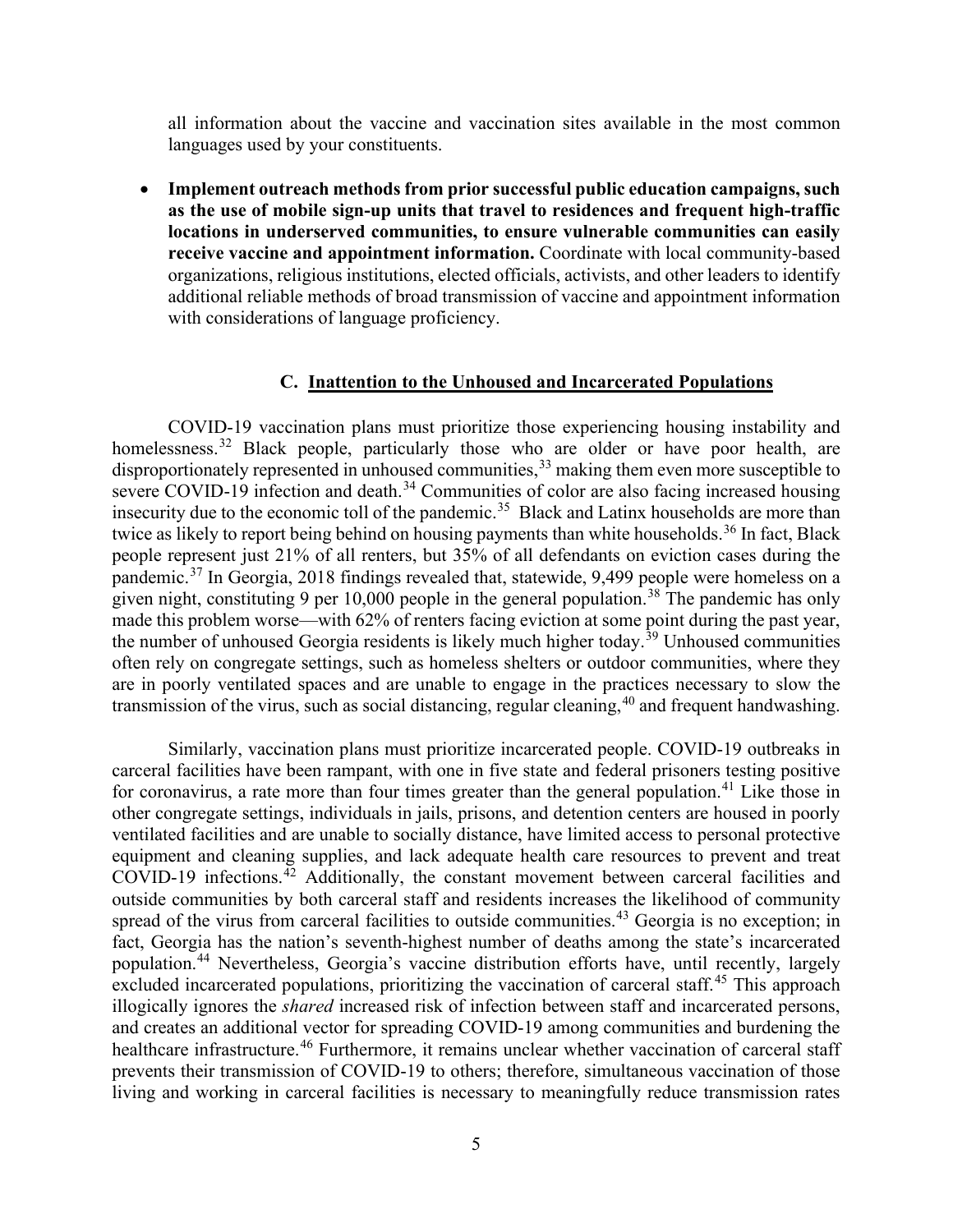all information about the vaccine and vaccination sites available in the most common languages used by your constituents.

- **Implement outreach methods from prior successful public education campaigns, such as the use of mobile sign-up units that travel to residences and frequent high-traffic locations in underserved communities, to ensure vulnerable communities can easily receive vaccine and appointment information.** Coordinate with local community-based organizations, religious institutions, elected officials, activists, and other leaders to identify additional reliable methods of broad transmission of vaccine and appointment information with considerations of language proficiency.

### C. Inattention to the Unhoused and Incarcerated Populations

COVID-19 vaccination plans must prioritize those experiencing housing instability and homelessness.[32] Black people, particularly those who are older or have poor health, are disproportionately represented in unhoused communities,[33] making them even more susceptible to severe COVID-19 infection and death.[34] Communities of color are also facing increased housing insecurity due to the economic toll of the pandemic.[35] Black and Latinx households are more than twice as likely to report being behind on housing payments than white households.[36] In fact, Black people represent just 21% of all renters, but 35% of all defendants on eviction cases during the pandemic.[37] In Georgia, 2018 findings revealed that, statewide, 9,499 people were homeless on a given night, constituting 9 per 10,000 people in the general population.[38] The pandemic has only made this problem worse—with 62% of renters facing eviction at some point during the past year, the number of unhoused Georgia residents is likely much higher today.[39] Unhoused communities often rely on congregate settings, such as homeless shelters or outdoor communities, where they are in poorly ventilated spaces and are unable to engage in the practices necessary to slow the transmission of the virus, such as social distancing, regular cleaning,[40] and frequent handwashing.

Similarly, vaccination plans must prioritize incarcerated people. COVID-19 outbreaks in carceral facilities have been rampant, with one in five state and federal prisoners testing positive for coronavirus, a rate more than four times greater than the general population.[41] Like those in other congregate settings, individuals in jails, prisons, and detention centers are housed in poorly ventilated facilities and are unable to socially distance, have limited access to personal protective equipment and cleaning supplies, and lack adequate health care resources to prevent and treat COVID-19 infections.[42] Additionally, the constant movement between carceral facilities and outside communities by both carceral staff and residents increases the likelihood of community spread of the virus from carceral facilities to outside communities.[43] Georgia is no exception; in fact, Georgia has the nation's seventh-highest number of deaths among the state's incarcerated population.[44] Nevertheless, Georgia's vaccine distribution efforts have, until recently, largely excluded incarcerated populations, prioritizing the vaccination of carceral staff.[45] This approach illogically ignores the *shared* increased risk of infection between staff and incarcerated persons, and creates an additional vector for spreading COVID-19 among communities and burdening the healthcare infrastructure.[46] Furthermore, it remains unclear whether vaccination of carceral staff prevents their transmission of COVID-19 to others; therefore, simultaneous vaccination of those living and working in carceral facilities is necessary to meaningfully reduce transmission rates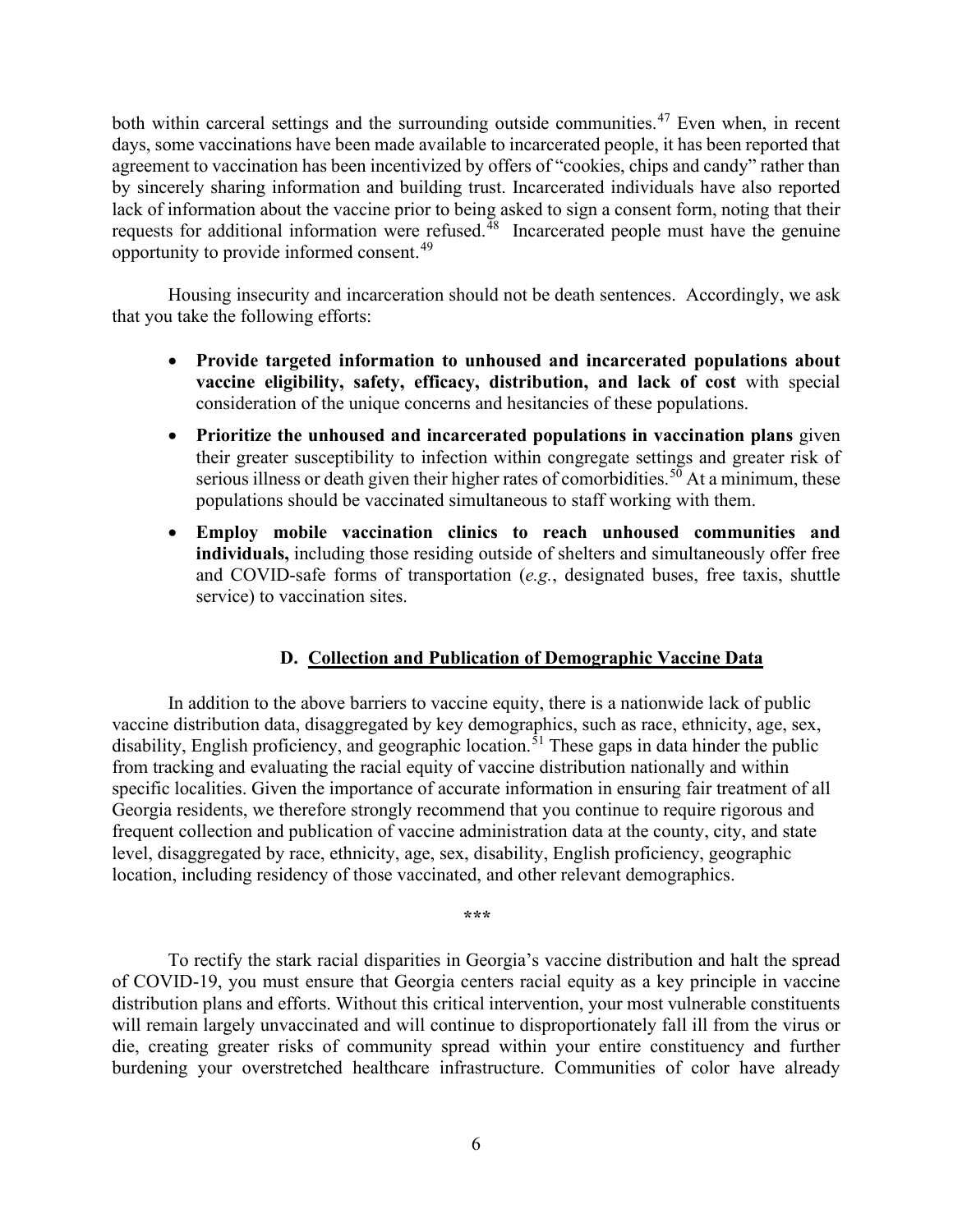both within carceral settings and the surrounding outside communities.[47] Even when, in recent days, some vaccinations have been made available to incarcerated people, it has been reported that agreement to vaccination has been incentivized by offers of "cookies, chips and candy" rather than by sincerely sharing information and building trust. Incarcerated individuals have also reported lack of information about the vaccine prior to being asked to sign a consent form, noting that their requests for additional information were refused.[48] Incarcerated people must have the genuine opportunity to provide informed consent.[49]

Housing insecurity and incarceration should not be death sentences. Accordingly, we ask that you take the following efforts:

- **Provide targeted information to unhoused and incarcerated populations about vaccine eligibility, safety, efficacy, distribution, and lack of cost** with special consideration of the unique concerns and hesitancies of these populations.
- **Prioritize the unhoused and incarcerated populations in vaccination plans** given their greater susceptibility to infection within congregate settings and greater risk of serious illness or death given their higher rates of comorbidities.[50] At a minimum, these populations should be vaccinated simultaneous to staff working with them.
- **Employ mobile vaccination clinics to reach unhoused communities and individuals,** including those residing outside of shelters and simultaneously offer free and COVID-safe forms of transportation (*e.g.*, designated buses, free taxis, shuttle service) to vaccination sites.

### D. Collection and Publication of Demographic Vaccine Data

In addition to the above barriers to vaccine equity, there is a nationwide lack of public vaccine distribution data, disaggregated by key demographics, such as race, ethnicity, age, sex, disability, English proficiency, and geographic location.[51] These gaps in data hinder the public from tracking and evaluating the racial equity of vaccine distribution nationally and within specific localities. Given the importance of accurate information in ensuring fair treatment of all Georgia residents, we therefore strongly recommend that you continue to require rigorous and frequent collection and publication of vaccine administration data at the county, city, and state level, disaggregated by race, ethnicity, age, sex, disability, English proficiency, geographic location, including residency of those vaccinated, and other relevant demographics.

***

To rectify the stark racial disparities in Georgia's vaccine distribution and halt the spread of COVID-19, you must ensure that Georgia centers racial equity as a key principle in vaccine distribution plans and efforts. Without this critical intervention, your most vulnerable constituents will remain largely unvaccinated and will continue to disproportionately fall ill from the virus or die, creating greater risks of community spread within your entire constituency and further burdening your overstretched healthcare infrastructure. Communities of color have already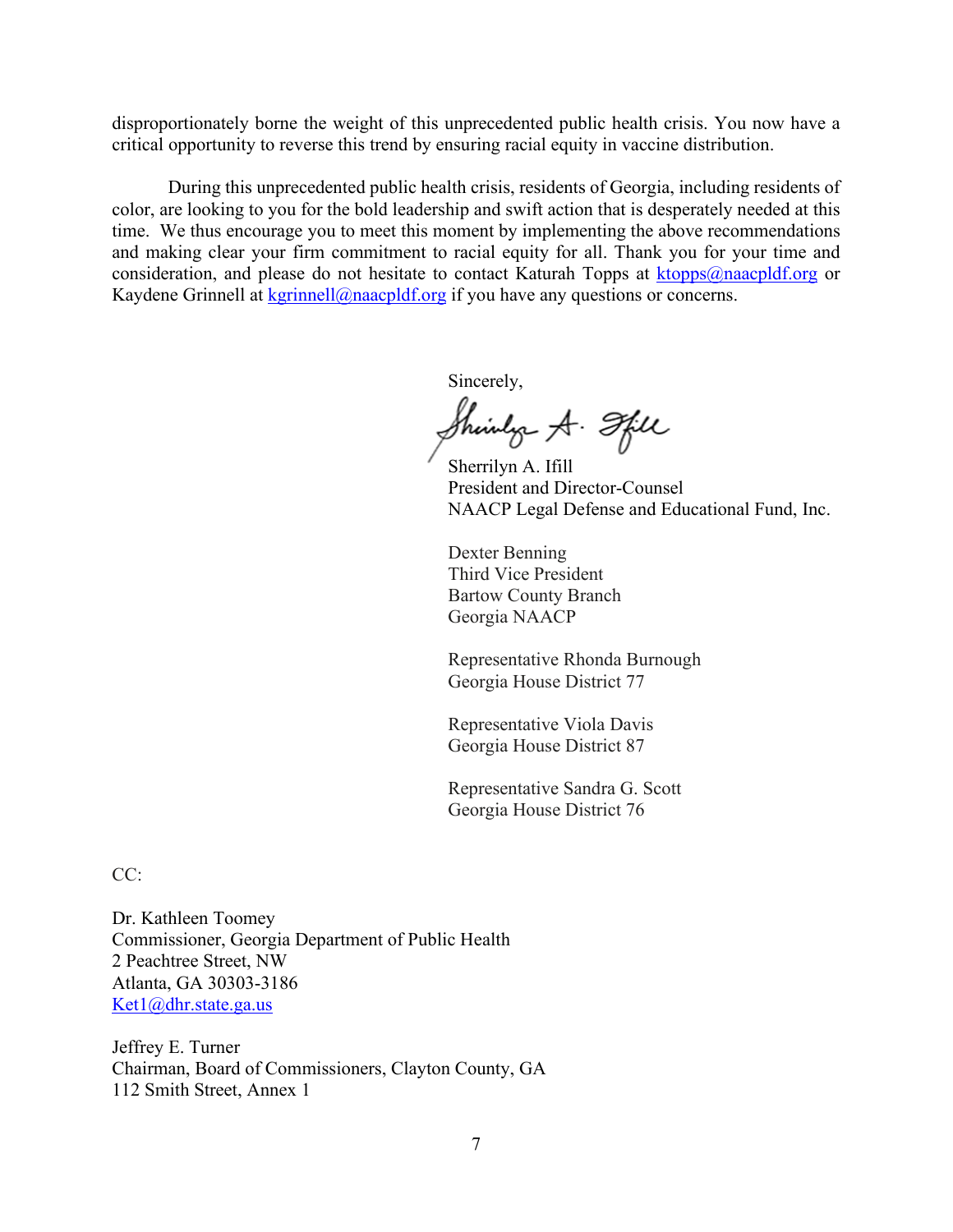disproportionately borne the weight of this unprecedented public health crisis. You now have a critical opportunity to reverse this trend by ensuring racial equity in vaccine distribution.

During this unprecedented public health crisis, residents of Georgia, including residents of color, are looking to you for the bold leadership and swift action that is desperately needed at this time. We thus encourage you to meet this moment by implementing the above recommendations and making clear your firm commitment to racial equity for all. Thank you for your time and consideration, and please do not hesitate to contact Katurah Topps at ktopps@naacpldf.org or Kaydene Grinnell at kgrinnell@naacpldf.org if you have any questions or concerns.

Sincerely,

Sherrilyn A. Ifill
President and Director-Counsel
NAACP Legal Defense and Educational Fund, Inc.

Dexter Benning
Third Vice President
Bartow County Branch
Georgia NAACP

Representative Rhonda Burnough
Georgia House District 77

Representative Viola Davis
Georgia House District 87

Representative Sandra G. Scott
Georgia House District 76

CC:

Dr. Kathleen Toomey
Commissioner, Georgia Department of Public Health
2 Peachtree Street, NW
Atlanta, GA 30303-3186
Ket1@dhr.state.ga.us

Jeffrey E. Turner
Chairman, Board of Commissioners, Clayton County, GA
112 Smith Street, Annex 1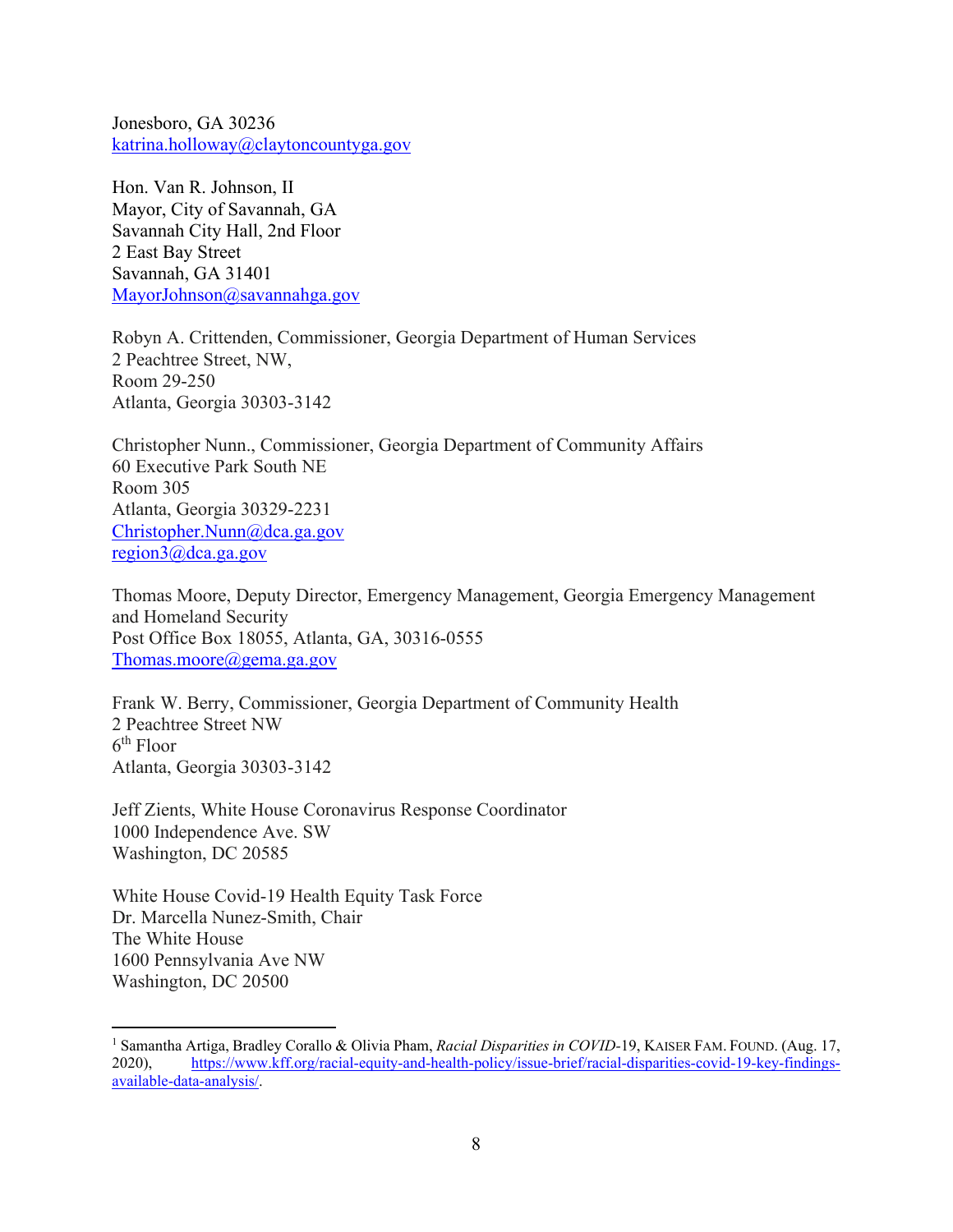Jonesboro, GA 30236
katrina.holloway@claytoncountyga.gov

Hon. Van R. Johnson, II
Mayor, City of Savannah, GA
Savannah City Hall, 2nd Floor
2 East Bay Street
Savannah, GA 31401
MayorJohnson@savannahga.gov

Robyn A. Crittenden, Commissioner, Georgia Department of Human Services
2 Peachtree Street, NW,
Room 29-250
Atlanta, Georgia 30303-3142

Christopher Nunn., Commissioner, Georgia Department of Community Affairs
60 Executive Park South NE
Room 305
Atlanta, Georgia 30329-2231
Christopher.Nunn@dca.ga.gov
region3@dca.ga.gov

Thomas Moore, Deputy Director, Emergency Management, Georgia Emergency Management and Homeland Security
Post Office Box 18055, Atlanta, GA, 30316-0555
Thomas.moore@gema.ga.gov

Frank W. Berry, Commissioner, Georgia Department of Community Health
2 Peachtree Street NW
6th Floor
Atlanta, Georgia 30303-3142

Jeff Zients, White House Coronavirus Response Coordinator
1000 Independence Ave. SW
Washington, DC 20585

White House Covid-19 Health Equity Task Force
Dr. Marcella Nunez-Smith, Chair
The White House
1600 Pennsylvania Ave NW
Washington, DC 20500

---

[1] Samantha Artiga, Bradley Corallo & Olivia Pham, *Racial Disparities in COVID-19*, KAISER FAM. FOUND. (Aug. 17, 2020), https://www.kff.org/racial-equity-and-health-policy/issue-brief/racial-disparities-covid-19-key-findings-available-data-analysis/.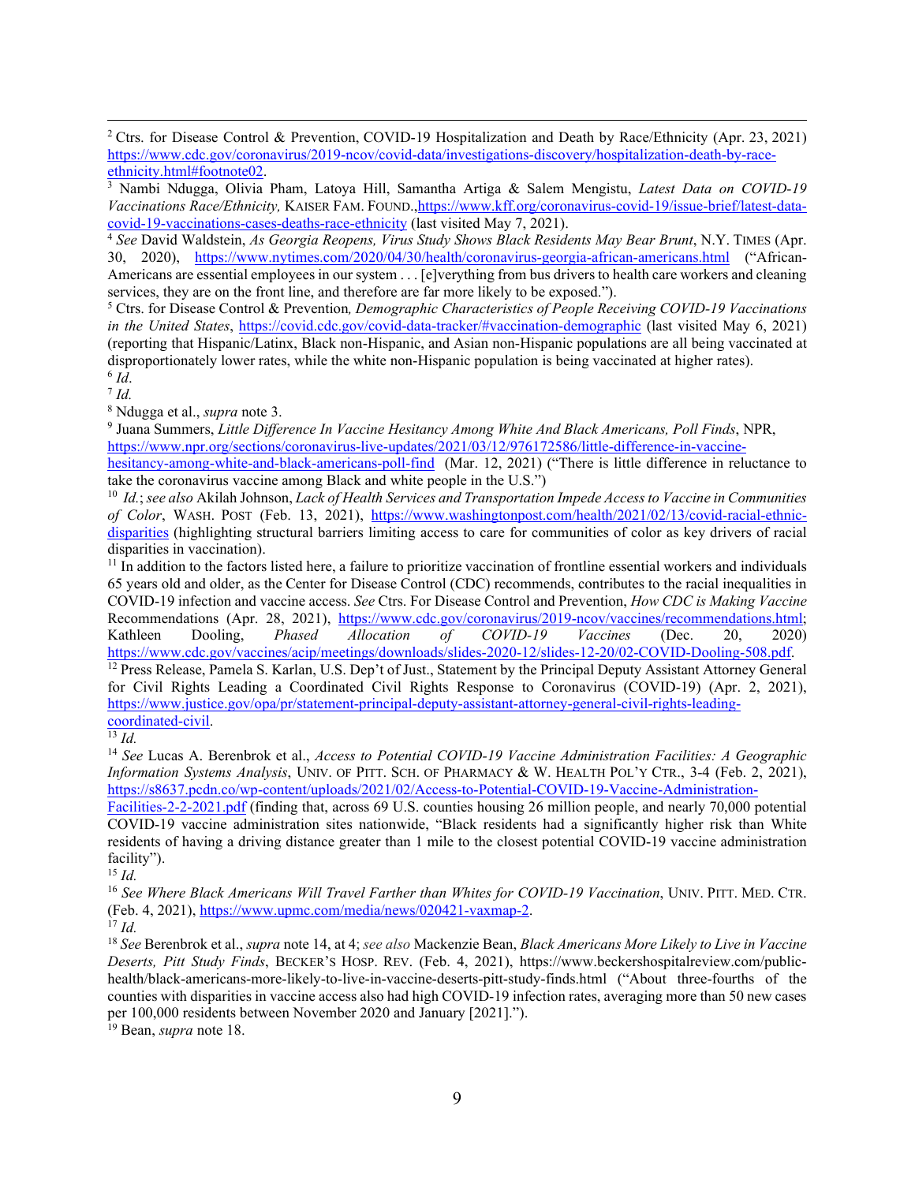[2] Ctrs. for Disease Control & Prevention, COVID-19 Hospitalization and Death by Race/Ethnicity (Apr. 23, 2021) https://www.cdc.gov/coronavirus/2019-ncov/covid-data/investigations-discovery/hospitalization-death-by-race-ethnicity.html#footnote02.

[3] Nambi Ndugga, Olivia Pham, Latoya Hill, Samantha Artiga & Salem Mengistu, *Latest Data on COVID-19 Vaccinations Race/Ethnicity,* KAISER FAM. FOUND.,https://www.kff.org/coronavirus-covid-19/issue-brief/latest-data-covid-19-vaccinations-cases-deaths-race-ethnicity (last visited May 7, 2021).

[4] *See* David Waldstein, *As Georgia Reopens, Virus Study Shows Black Residents May Bear Brunt*, N.Y. TIMES (Apr. 30, 2020), https://www.nytimes.com/2020/04/30/health/coronavirus-georgia-african-americans.html ("African-Americans are essential employees in our system . . . [e]verything from bus drivers to health care workers and cleaning services, they are on the front line, and therefore are far more likely to be exposed.").

[5] Ctrs. for Disease Control & Prevention*, Demographic Characteristics of People Receiving COVID-19 Vaccinations in the United States*, https://covid.cdc.gov/covid-data-tracker/#vaccination-demographic (last visited May 6, 2021) (reporting that Hispanic/Latinx, Black non-Hispanic, and Asian non-Hispanic populations are all being vaccinated at disproportionately lower rates, while the white non-Hispanic population is being vaccinated at higher rates).

[6] *Id*.

[7] *Id.*

[8] Ndugga et al., *supra* note 3.

[9] Juana Summers, *Little Difference In Vaccine Hesitancy Among White And Black Americans, Poll Finds*, NPR, https://www.npr.org/sections/coronavirus-live-updates/2021/03/12/976172586/little-difference-in-vaccine-hesitancy-among-white-and-black-americans-poll-find (Mar. 12, 2021) ("There is little difference in reluctance to take the coronavirus vaccine among Black and white people in the U.S.")

[10] *Id.*; *see also* Akilah Johnson, *Lack of Health Services and Transportation Impede Access to Vaccine in Communities of Color*, WASH. POST (Feb. 13, 2021), https://www.washingtonpost.com/health/2021/02/13/covid-racial-ethnic-disparities (highlighting structural barriers limiting access to care for communities of color as key drivers of racial disparities in vaccination).

[11] In addition to the factors listed here, a failure to prioritize vaccination of frontline essential workers and individuals 65 years old and older, as the Center for Disease Control (CDC) recommends, contributes to the racial inequalities in COVID-19 infection and vaccine access. *See* Ctrs. For Disease Control and Prevention, *How CDC is Making Vaccine* Recommendations (Apr. 28, 2021), https://www.cdc.gov/coronavirus/2019-ncov/vaccines/recommendations.html; Kathleen Dooling, *Phased Allocation of COVID-19 Vaccines* (Dec. 20, 2020) https://www.cdc.gov/vaccines/acip/meetings/downloads/slides-2020-12/slides-12-20/02-COVID-Dooling-508.pdf.

[12] Press Release, Pamela S. Karlan, U.S. Dep't of Just., Statement by the Principal Deputy Assistant Attorney General for Civil Rights Leading a Coordinated Civil Rights Response to Coronavirus (COVID-19) (Apr. 2, 2021), https://www.justice.gov/opa/pr/statement-principal-deputy-assistant-attorney-general-civil-rights-leading-coordinated-civil.

[13] *Id.*

[14] *See* Lucas A. Berenbrok et al., *Access to Potential COVID-19 Vaccine Administration Facilities: A Geographic Information Systems Analysis*, UNIV. OF PITT. SCH. OF PHARMACY & W. HEALTH POL'Y CTR., 3-4 (Feb. 2, 2021), https://s8637.pcdn.co/wp-content/uploads/2021/02/Access-to-Potential-COVID-19-Vaccine-Administration-Facilities-2-2-2021.pdf (finding that, across 69 U.S. counties housing 26 million people, and nearly 70,000 potential COVID-19 vaccine administration sites nationwide, "Black residents had a significantly higher risk than White residents of having a driving distance greater than 1 mile to the closest potential COVID-19 vaccine administration facility").

[15] *Id.*

[16] *See Where Black Americans Will Travel Farther than Whites for COVID-19 Vaccination*, UNIV. PITT. MED. CTR. (Feb. 4, 2021), https://www.upmc.com/media/news/020421-vaxmap-2.

[17] *Id.*

[18] *See* Berenbrok et al., *supra* note 14, at 4; *see also* Mackenzie Bean, *Black Americans More Likely to Live in Vaccine Deserts, Pitt Study Finds*, BECKER'S HOSP. REV. (Feb. 4, 2021), https://www.beckershospitalreview.com/public-health/black-americans-more-likely-to-live-in-vaccine-deserts-pitt-study-finds.html ("About three-fourths of the counties with disparities in vaccine access also had high COVID-19 infection rates, averaging more than 50 new cases per 100,000 residents between November 2020 and January [2021].").

[19] Bean, *supra* note 18.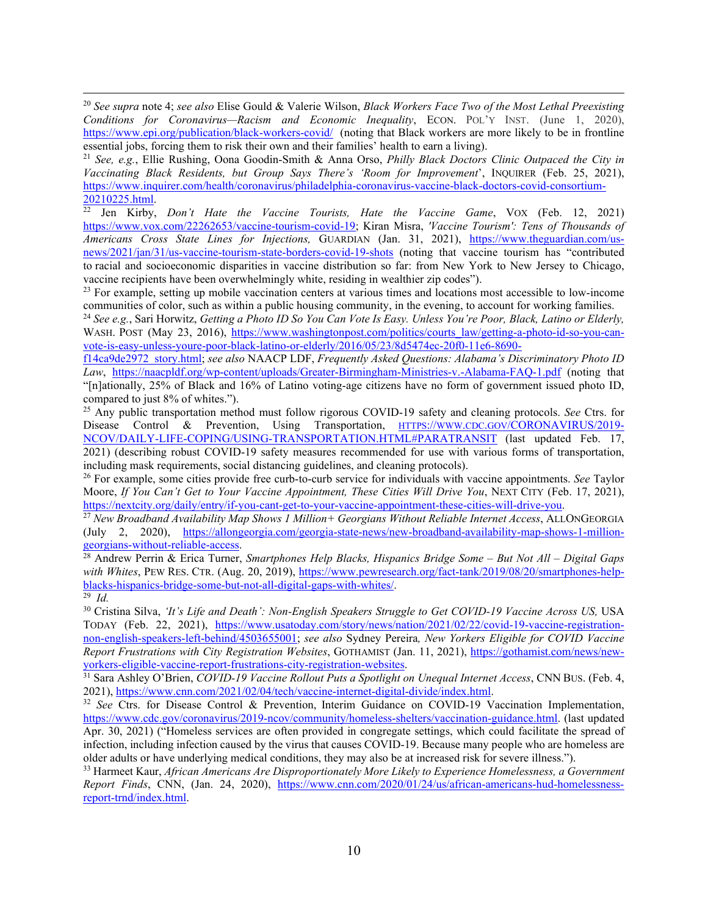[20] *See supra* note 4; *see also* Elise Gould & Valerie Wilson, *Black Workers Face Two of the Most Lethal Preexisting Conditions for Coronavirus—Racism and Economic Inequality*, ECON. POL'Y INST. (June 1, 2020), https://www.epi.org/publication/black-workers-covid/ (noting that Black workers are more likely to be in frontline essential jobs, forcing them to risk their own and their families' health to earn a living).

[21] *See, e.g.*, Ellie Rushing, Oona Goodin-Smith & Anna Orso, *Philly Black Doctors Clinic Outpaced the City in Vaccinating Black Residents, but Group Says There's 'Room for Improvement'*, INQUIRER (Feb. 25, 2021), https://www.inquirer.com/health/coronavirus/philadelphia-coronavirus-vaccine-black-doctors-covid-consortium-20210225.html.

[22] Jen Kirby, *Don't Hate the Vaccine Tourists, Hate the Vaccine Game*, VOX (Feb. 12, 2021) https://www.vox.com/22262653/vaccine-tourism-covid-19; Kiran Misra, *'Vaccine Tourism': Tens of Thousands of Americans Cross State Lines for Injections,* GUARDIAN (Jan. 31, 2021), https://www.theguardian.com/us-news/2021/jan/31/us-vaccine-tourism-state-borders-covid-19-shots (noting that vaccine tourism has "contributed to racial and socioeconomic disparities in vaccine distribution so far: from New York to New Jersey to Chicago, vaccine recipients have been overwhelmingly white, residing in wealthier zip codes").

[23] For example, setting up mobile vaccination centers at various times and locations most accessible to low-income communities of color, such as within a public housing community, in the evening, to account for working families.

[24] *See e.g.*, Sari Horwitz, *Getting a Photo ID So You Can Vote Is Easy. Unless You're Poor, Black, Latino or Elderly,* WASH. POST (May 23, 2016), https://www.washingtonpost.com/politics/courts_law/getting-a-photo-id-so-you-can-vote-is-easy-unless-youre-poor-black-latino-or-elderly/2016/05/23/8d5474ec-20f0-11e6-8690-f14ca9de2972_story.html; *see also* NAACP LDF, *Frequently Asked Questions: Alabama's Discriminatory Photo ID Law*, https://naacpldf.org/wp-content/uploads/Greater-Birmingham-Ministries-v.-Alabama-FAQ-1.pdf (noting that "[n]ationally, 25% of Black and 16% of Latino voting-age citizens have no form of government issued photo ID, compared to just 8% of whites.").

[25] Any public transportation method must follow rigorous COVID-19 safety and cleaning protocols. *See* Ctrs. for Disease Control & Prevention, Using Transportation, HTTPS://WWW.CDC.GOV/CORONAVIRUS/2019-NCOV/DAILY-LIFE-COPING/USING-TRANSPORTATION.HTML#PARATRANSIT (last updated Feb. 17, 2021) (describing robust COVID-19 safety measures recommended for use with various forms of transportation, including mask requirements, social distancing guidelines, and cleaning protocols).

[26] For example, some cities provide free curb-to-curb service for individuals with vaccine appointments. *See* Taylor Moore, *If You Can't Get to Your Vaccine Appointment, These Cities Will Drive You*, NEXT CITY (Feb. 17, 2021), https://nextcity.org/daily/entry/if-you-cant-get-to-your-vaccine-appointment-these-cities-will-drive-you.

[27] *New Broadband Availability Map Shows 1 Million+ Georgians Without Reliable Internet Access*, ALLONGEORGIA (July 2, 2020), https://allongeorgia.com/georgia-state-news/new-broadband-availability-map-shows-1-million-georgians-without-reliable-access.

[28] Andrew Perrin & Erica Turner, *Smartphones Help Blacks, Hispanics Bridge Some – But Not All – Digital Gaps with Whites*, PEW RES. CTR. (Aug. 20, 2019), https://www.pewresearch.org/fact-tank/2019/08/20/smartphones-help-blacks-hispanics-bridge-some-but-not-all-digital-gaps-with-whites/.

[29] *Id.*

[30] Cristina Silva, *'It's Life and Death': Non-English Speakers Struggle to Get COVID-19 Vaccine Across US,* USA TODAY (Feb. 22, 2021), https://www.usatoday.com/story/news/nation/2021/02/22/covid-19-vaccine-registration-non-english-speakers-left-behind/4503655001; *see also* Sydney Pereira*, New Yorkers Eligible for COVID Vaccine Report Frustrations with City Registration Websites*, GOTHAMIST (Jan. 11, 2021), https://gothamist.com/news/new-yorkers-eligible-vaccine-report-frustrations-city-registration-websites.

[31] Sara Ashley O'Brien, *COVID-19 Vaccine Rollout Puts a Spotlight on Unequal Internet Access*, CNN BUS. (Feb. 4, 2021), https://www.cnn.com/2021/02/04/tech/vaccine-internet-digital-divide/index.html.

[32] *See* Ctrs. for Disease Control & Prevention, Interim Guidance on COVID-19 Vaccination Implementation, https://www.cdc.gov/coronavirus/2019-ncov/community/homeless-shelters/vaccination-guidance.html. (last updated Apr. 30, 2021) ("Homeless services are often provided in congregate settings, which could facilitate the spread of infection, including infection caused by the virus that causes COVID-19. Because many people who are homeless are older adults or have underlying medical conditions, they may also be at increased risk for severe illness.").

[33] Harmeet Kaur, *African Americans Are Disproportionately More Likely to Experience Homelessness, a Government Report Finds*, CNN, (Jan. 24, 2020), https://www.cnn.com/2020/01/24/us/african-americans-hud-homelessness-report-trnd/index.html.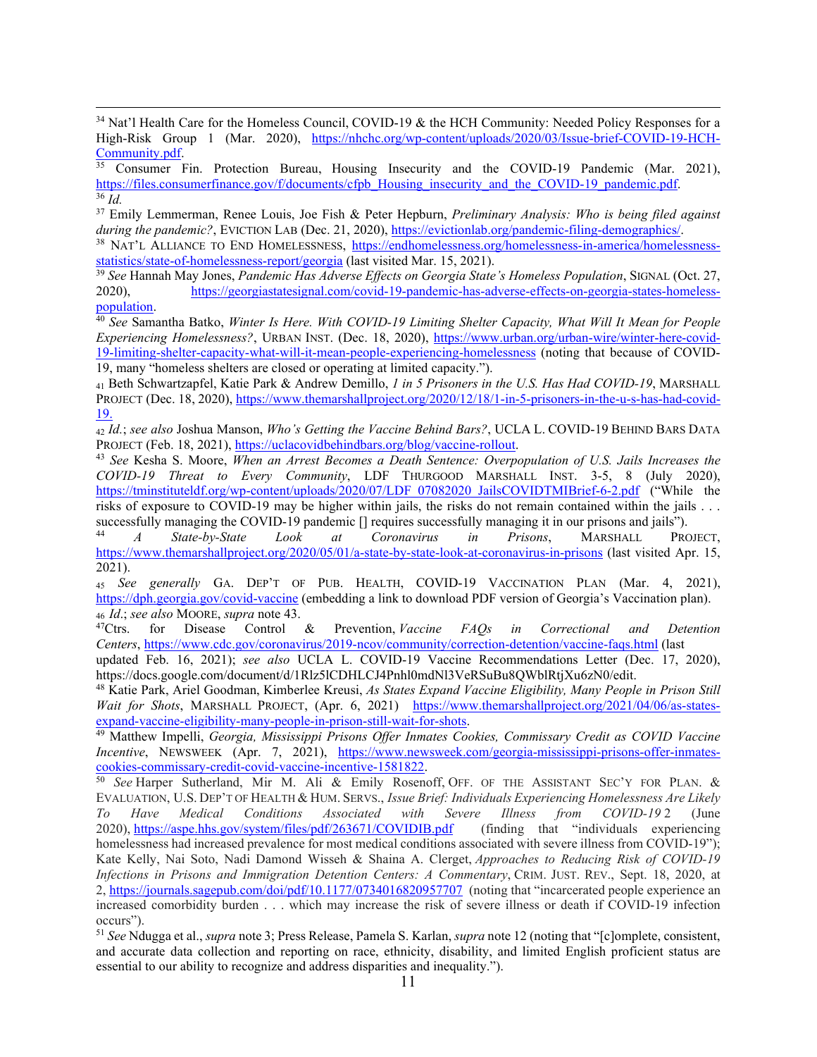[34] Nat'l Health Care for the Homeless Council, COVID-19 & the HCH Community: Needed Policy Responses for a High-Risk Group 1 (Mar. 2020), https://nhchc.org/wp-content/uploads/2020/03/Issue-brief-COVID-19-HCH-Community.pdf.

[35] Consumer Fin. Protection Bureau, Housing Insecurity and the COVID-19 Pandemic (Mar. 2021), https://files.consumerfinance.gov/f/documents/cfpb_Housing_insecurity_and_the_COVID-19_pandemic.pdf.

[36] *Id.*

[37] Emily Lemmerman, Renee Louis, Joe Fish & Peter Hepburn, *Preliminary Analysis: Who is being filed against during the pandemic?*, EVICTION LAB (Dec. 21, 2020), https://evictionlab.org/pandemic-filing-demographics/.

[38] NAT'L ALLIANCE TO END HOMELESSNESS, https://endhomelessness.org/homelessness-in-america/homelessness-statistics/state-of-homelessness-report/georgia (last visited Mar. 15, 2021).

[39] *See* Hannah May Jones, *Pandemic Has Adverse Effects on Georgia State's Homeless Population*, SIGNAL (Oct. 27, 2020), https://georgiastatesignal.com/covid-19-pandemic-has-adverse-effects-on-georgia-states-homeless-population.

[40] *See* Samantha Batko, *Winter Is Here. With COVID-19 Limiting Shelter Capacity, What Will It Mean for People Experiencing Homelessness?*, URBAN INST. (Dec. 18, 2020), https://www.urban.org/urban-wire/winter-here-covid-19-limiting-shelter-capacity-what-will-it-mean-people-experiencing-homelessness (noting that because of COVID-19, many "homeless shelters are closed or operating at limited capacity.").

[41] Beth Schwartzapfel, Katie Park & Andrew Demillo, *1 in 5 Prisoners in the U.S. Has Had COVID-19*, MARSHALL PROJECT (Dec. 18, 2020), https://www.themarshallproject.org/2020/12/18/1-in-5-prisoners-in-the-u-s-has-had-covid-19.

[42] *Id.*; *see also* Joshua Manson, *Who's Getting the Vaccine Behind Bars?*, UCLA L. COVID-19 BEHIND BARS DATA PROJECT (Feb. 18, 2021), https://uclacovidbehindbars.org/blog/vaccine-rollout.

[43] *See* Kesha S. Moore, *When an Arrest Becomes a Death Sentence: Overpopulation of U.S. Jails Increases the COVID-19 Threat to Every Community*, LDF THURGOOD MARSHALL INST. 3-5, 8 (July 2020), https://tminstituteldf.org/wp-content/uploads/2020/07/LDF_07082020_JailsCOVIDTMIBrief-6-2.pdf ("While the risks of exposure to COVID-19 may be higher within jails, the risks do not remain contained within the jails . . . successfully managing the COVID-19 pandemic [] requires successfully managing it in our prisons and jails").

[44] *A State-by-State Look at Coronavirus in Prisons*, MARSHALL PROJECT, https://www.themarshallproject.org/2020/05/01/a-state-by-state-look-at-coronavirus-in-prisons (last visited Apr. 15, 2021).

[45] *See generally* GA. DEP'T OF PUB. HEALTH, COVID-19 VACCINATION PLAN (Mar. 4, 2021), https://dph.georgia.gov/covid-vaccine (embedding a link to download PDF version of Georgia's Vaccination plan).

[46] *Id.*; *see also* MOORE, *supra* note 43.

[47] Ctrs. for Disease Control & Prevention, *Vaccine FAQs in Correctional and Detention Centers*, https://www.cdc.gov/coronavirus/2019-ncov/community/correction-detention/vaccine-faqs.html (last updated Feb. 16, 2021); *see also* UCLA L. COVID-19 Vaccine Recommendations Letter (Dec. 17, 2020), https://docs.google.com/document/d/1Rlz5lCDHLCJ4Pnhl0mdNl3VeRSuBu8QWblRtjXu6zN0/edit.

[48] Katie Park, Ariel Goodman, Kimberlee Kreusi, *As States Expand Vaccine Eligibility, Many People in Prison Still Wait for Shots*, MARSHALL PROJECT, (Apr. 6, 2021) https://www.themarshallproject.org/2021/04/06/as-states-expand-vaccine-eligibility-many-people-in-prison-still-wait-for-shots.

[49] Matthew Impelli, *Georgia, Mississippi Prisons Offer Inmates Cookies, Commissary Credit as COVID Vaccine Incentive*, NEWSWEEK (Apr. 7, 2021), https://www.newsweek.com/georgia-mississippi-prisons-offer-inmates-cookies-commissary-credit-covid-vaccine-incentive-1581822.

[50] *See* Harper Sutherland, Mir M. Ali & Emily Rosenoff, OFF. OF THE ASSISTANT SEC'Y FOR PLAN. & EVALUATION, U.S. DEP'T OF HEALTH & HUM. SERVS., *Issue Brief: Individuals Experiencing Homelessness Are Likely To Have Medical Conditions Associated with Severe Illness from COVID-19* 2 (June 2020), https://aspe.hhs.gov/system/files/pdf/263671/COVIDIB.pdf (finding that "individuals experiencing homelessness had increased prevalence for most medical conditions associated with severe illness from COVID-19"); Kate Kelly, Nai Soto, Nadi Damond Wisseh & Shaina A. Clerget, *Approaches to Reducing Risk of COVID-19 Infections in Prisons and Immigration Detention Centers: A Commentary*, CRIM. JUST. REV., Sept. 18, 2020, at 2, https://journals.sagepub.com/doi/pdf/10.1177/0734016820957707 (noting that "incarcerated people experience an increased comorbidity burden . . . which may increase the risk of severe illness or death if COVID-19 infection occurs").

[51] *See* Ndugga et al., *supra* note 3; Press Release, Pamela S. Karlan, *supra* note 12 (noting that "[c]omplete, consistent, and accurate data collection and reporting on race, ethnicity, disability, and limited English proficient status are essential to our ability to recognize and address disparities and inequality.").